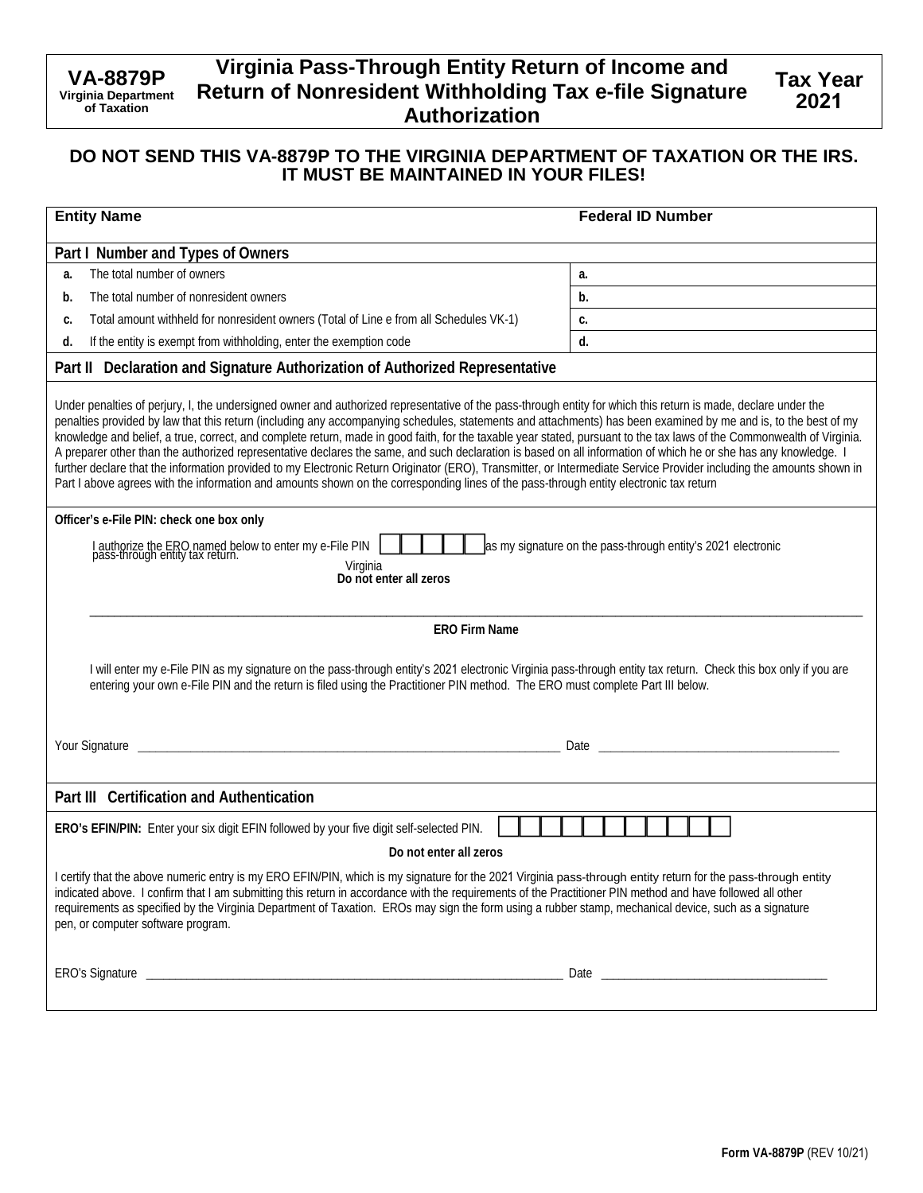# VA-8879P

**Virginia Department of Taxation**

## Virginia Pass-Through Entity Return of Income and Return of Nonresident Withholding Tax e-file Signature Authorization

**Tax Year 2021**

**DO NOT SEND THIS VA-8879P TO THE VIRGINIA DEPARTMENT OF TAXATION OR THE IRS. IT MUST BE MAINTAINED IN YOUR FILES!**

| **Entity Name** | **Federal ID Number** |
|---|---|
| | |

### Part I Number and Types of Owners

| | | |
|---|---|---|
| **a.** | The total number of owners | **a.** |
| **b.** | The total number of nonresident owners | **b.** |
| **c.** | Total amount withheld for nonresident owners (Total of Line e from all Schedules VK-1) | **c.** |
| **d.** | If the entity is exempt from withholding, enter the exemption code | **d.** |

### Part II Declaration and Signature Authorization of Authorized Representative

Under penalties of perjury, I, the undersigned owner and authorized representative of the pass-through entity for which this return is made, declare under the penalties provided by law that this return (including any accompanying schedules, statements and attachments) has been examined by me and is, to the best of my knowledge and belief, a true, correct, and complete return, made in good faith, for the taxable year stated, pursuant to the tax laws of the Commonwealth of Virginia. A preparer other than the authorized representative declares the same, and such declaration is based on all information of which he or she has any knowledge. I further declare that the information provided to my Electronic Return Originator (ERO), Transmitter, or Intermediate Service Provider including the amounts shown in Part I above agrees with the information and amounts shown on the corresponding lines of the pass-through entity electronic tax return

**Officer's e-File PIN: check one box only**

☐ I authorize the ERO named below to enter my e-File PIN ☐☐☐☐☐ as my signature on the pass-through entity's 2021 electronic Virginia pass-through entity tax return.

**Do not enter all zeros**

\_\_\_\_\_\_\_\_\_\_\_\_\_\_\_\_\_\_\_\_\_\_\_\_\_\_\_\_\_\_\_\_\_\_\_\_\_\_\_\_\_\_\_\_\_\_\_\_\_\_\_\_

**ERO Firm Name**

☐ I will enter my e-File PIN as my signature on the pass-through entity's 2021 electronic Virginia pass-through entity tax return. Check this box only if you are entering your own e-File PIN and the return is filed using the Practitioner PIN method. The ERO must complete Part III below.

Your Signature \_\_\_\_\_\_\_\_\_\_\_\_\_\_\_\_\_\_\_\_\_\_\_\_\_\_\_\_\_\_\_\_\_\_\_\_ Date \_\_\_\_\_\_\_\_\_\_\_\_\_\_\_\_\_\_\_\_

### Part III Certification and Authentication

**ERO's EFIN/PIN:** Enter your six digit EFIN followed by your five digit self-selected PIN. ☐☐☐☐☐☐☐☐☐☐☐

**Do not enter all zeros**

I certify that the above numeric entry is my ERO EFIN/PIN, which is my signature for the 2021 Virginia pass-through entity return for the pass-through entity indicated above. I confirm that I am submitting this return in accordance with the requirements of the Practitioner PIN method and have followed all other requirements as specified by the Virginia Department of Taxation. EROs may sign the form using a rubber stamp, mechanical device, such as a signature pen, or computer software program.

ERO's Signature \_\_\_\_\_\_\_\_\_\_\_\_\_\_\_\_\_\_\_\_\_\_\_\_\_\_\_\_\_\_\_\_\_\_\_\_ Date \_\_\_\_\_\_\_\_\_\_\_\_\_\_\_\_\_\_\_\_

**Form VA-8879P** (REV 10/21)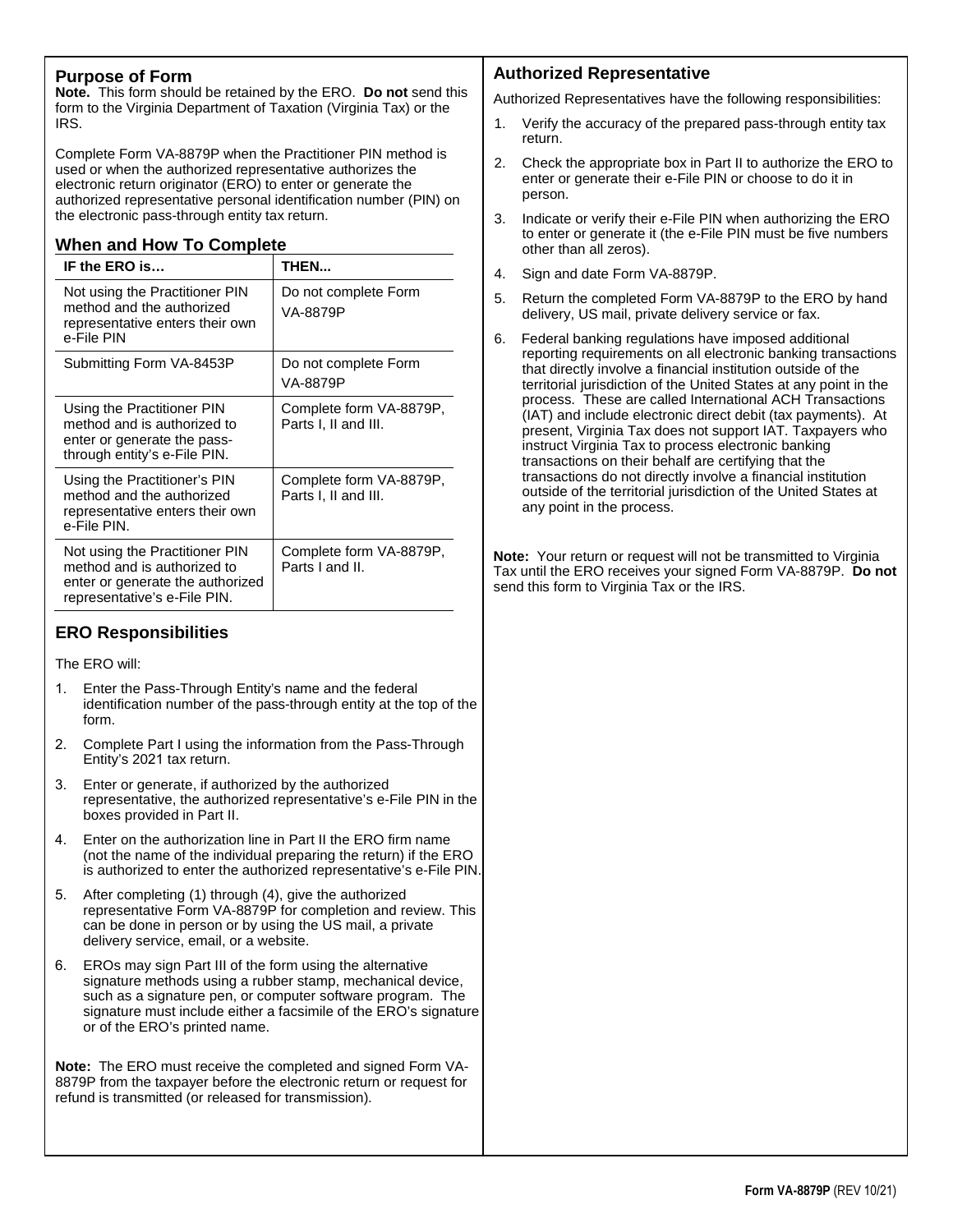## Purpose of Form

**Note.** This form should be retained by the ERO. **Do not** send this form to the Virginia Department of Taxation (Virginia Tax) or the IRS.

Complete Form VA-8879P when the Practitioner PIN method is used or when the authorized representative authorizes the electronic return originator (ERO) to enter or generate the authorized representative personal identification number (PIN) on the electronic pass-through entity tax return.

## When and How To Complete

| IF the ERO is… | THEN... |
|---|---|
| Not using the Practitioner PIN method and the authorized representative enters their own e-File PIN | Do not complete Form VA-8879P |
| Submitting Form VA-8453P | Do not complete Form VA-8879P |
| Using the Practitioner PIN method and is authorized to enter or generate the pass-through entity's e-File PIN. | Complete form VA-8879P, Parts I, II and III. |
| Using the Practitioner's PIN method and the authorized representative enters their own e-File PIN. | Complete form VA-8879P, Parts I, II and III. |
| Not using the Practitioner PIN method and is authorized to enter or generate the authorized representative's e-File PIN. | Complete form VA-8879P, Parts I and II. |

## ERO Responsibilities

The ERO will:

1. Enter the Pass-Through Entity's name and the federal identification number of the pass-through entity at the top of the form.
2. Complete Part I using the information from the Pass-Through Entity's 2021 tax return.
3. Enter or generate, if authorized by the authorized representative, the authorized representative's e-File PIN in the boxes provided in Part II.
4. Enter on the authorization line in Part II the ERO firm name (not the name of the individual preparing the return) if the ERO is authorized to enter the authorized representative's e-File PIN.
5. After completing (1) through (4), give the authorized representative Form VA-8879P for completion and review. This can be done in person or by using the US mail, a private delivery service, email, or a website.
6. EROs may sign Part III of the form using the alternative signature methods using a rubber stamp, mechanical device, such as a signature pen, or computer software program. The signature must include either a facsimile of the ERO's signature or of the ERO's printed name.

**Note:** The ERO must receive the completed and signed Form VA-8879P from the taxpayer before the electronic return or request for refund is transmitted (or released for transmission).

## Authorized Representative

Authorized Representatives have the following responsibilities:

1. Verify the accuracy of the prepared pass-through entity tax return.
2. Check the appropriate box in Part II to authorize the ERO to enter or generate their e-File PIN or choose to do it in person.
3. Indicate or verify their e-File PIN when authorizing the ERO to enter or generate it (the e-File PIN must be five numbers other than all zeros).
4. Sign and date Form VA-8879P.
5. Return the completed Form VA-8879P to the ERO by hand delivery, US mail, private delivery service or fax.
6. Federal banking regulations have imposed additional reporting requirements on all electronic banking transactions that directly involve a financial institution outside of the territorial jurisdiction of the United States at any point in the process. These are called International ACH Transactions (IAT) and include electronic direct debit (tax payments). At present, Virginia Tax does not support IAT. Taxpayers who instruct Virginia Tax to process electronic banking transactions on their behalf are certifying that the transactions do not directly involve a financial institution outside of the territorial jurisdiction of the United States at any point in the process.

**Note:** Your return or request will not be transmitted to Virginia Tax until the ERO receives your signed Form VA-8879P. **Do not** send this form to Virginia Tax or the IRS.

**Form VA-8879P** (REV 10/21)